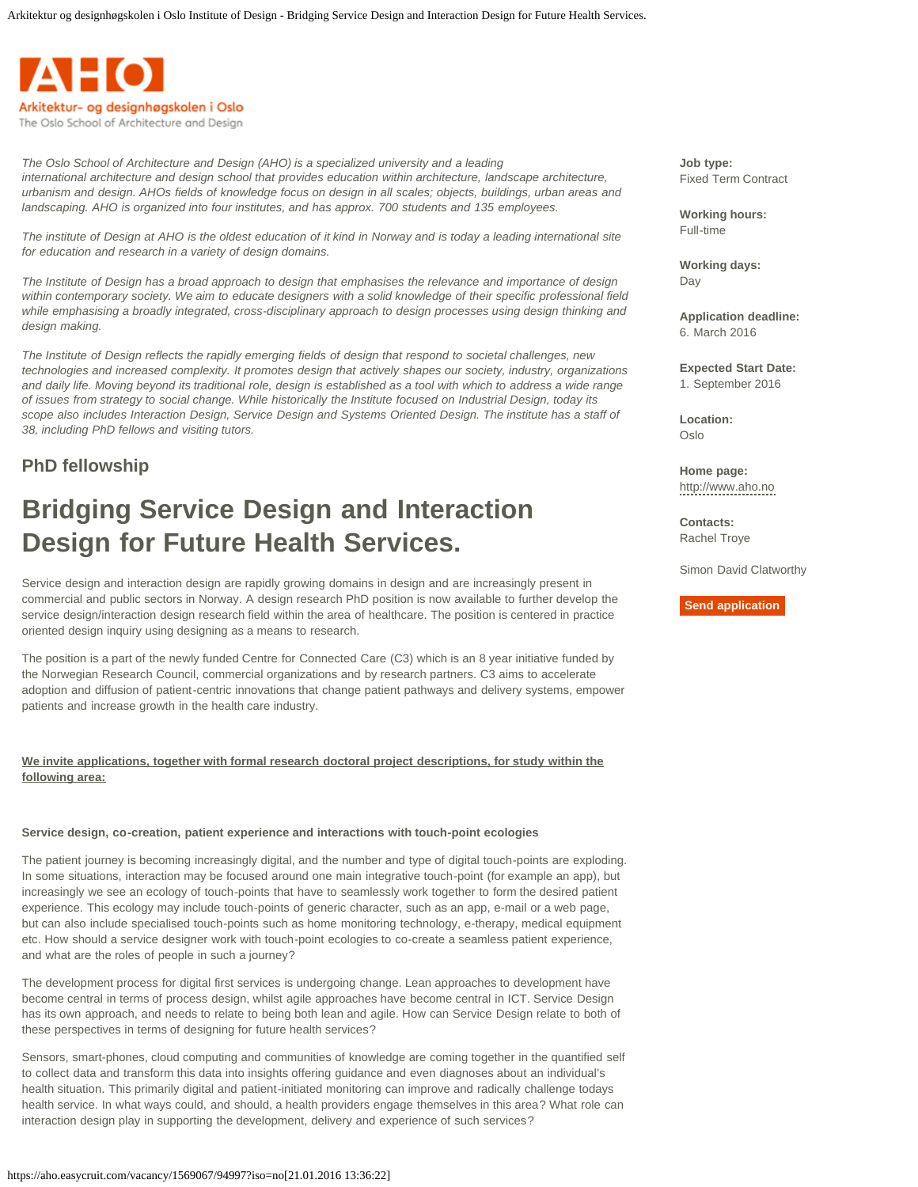Arkitektur- og designhøgskolen i Oslo
The Oslo School of Architecture and Design

*The Oslo School of Architecture and Design (AHO) is a specialized university and a leading international architecture and design school that provides education within architecture, landscape architecture, urbanism and design. AHOs fields of knowledge focus on design in all scales; objects, buildings, urban areas and landscaping. AHO is organized into four institutes, and has approx. 700 students and 135 employees.*

*The institute of Design at AHO is the oldest education of it kind in Norway and is today a leading international site for education and research in a variety of design domains.*

*The Institute of Design has a broad approach to design that emphasises the relevance and importance of design within contemporary society. We aim to educate designers with a solid knowledge of their specific professional field while emphasising a broadly integrated, cross-disciplinary approach to design processes using design thinking and design making.*

*The Institute of Design reflects the rapidly emerging fields of design that respond to societal challenges, new technologies and increased complexity. It promotes design that actively shapes our society, industry, organizations and daily life. Moving beyond its traditional role, design is established as a tool with which to address a wide range of issues from strategy to social change. While historically the Institute focused on Industrial Design, today its scope also includes Interaction Design, Service Design and Systems Oriented Design. The institute has a staff of 38, including PhD fellows and visiting tutors.*

## PhD fellowship

# Bridging Service Design and Interaction Design for Future Health Services.

Service design and interaction design are rapidly growing domains in design and are increasingly present in commercial and public sectors in Norway. A design research PhD position is now available to further develop the service design/interaction design research field within the area of healthcare. The position is centered in practice oriented design inquiry using designing as a means to research.

The position is a part of the newly funded Centre for Connected Care (C3) which is an 8 year initiative funded by the Norwegian Research Council, commercial organizations and by research partners. C3 aims to accelerate adoption and diffusion of patient-centric innovations that change patient pathways and delivery systems, empower patients and increase growth in the health care industry.

**We invite applications, together with formal research doctoral project descriptions, for study within the following area:**

**Service design, co-creation, patient experience and interactions with touch-point ecologies**

The patient journey is becoming increasingly digital, and the number and type of digital touch-points are exploding. In some situations, interaction may be focused around one main integrative touch-point (for example an app), but increasingly we see an ecology of touch-points that have to seamlessly work together to form the desired patient experience. This ecology may include touch-points of generic character, such as an app, e-mail or a web page, but can also include specialised touch-points such as home monitoring technology, e-therapy, medical equipment etc. How should a service designer work with touch-point ecologies to co-create a seamless patient experience, and what are the roles of people in such a journey?

The development process for digital first services is undergoing change. Lean approaches to development have become central in terms of process design, whilst agile approaches have become central in ICT. Service Design has its own approach, and needs to relate to being both lean and agile. How can Service Design relate to both of these perspectives in terms of designing for future health services?

Sensors, smart-phones, cloud computing and communities of knowledge are coming together in the quantified self to collect data and transform this data into insights offering guidance and even diagnoses about an individual's health situation. This primarily digital and patient-initiated monitoring can improve and radically challenge todays health service. In what ways could, and should, a health providers engage themselves in this area? What role can interaction design play in supporting the development, delivery and experience of such services?

**Job type:**
Fixed Term Contract

**Working hours:**
Full-time

**Working days:**
Day

**Application deadline:**
6. March 2016

**Expected Start Date:**
1. September 2016

**Location:**
Oslo

**Home page:**
http://www.aho.no

**Contacts:**
Rachel Troye

Simon David Clatworthy

Send application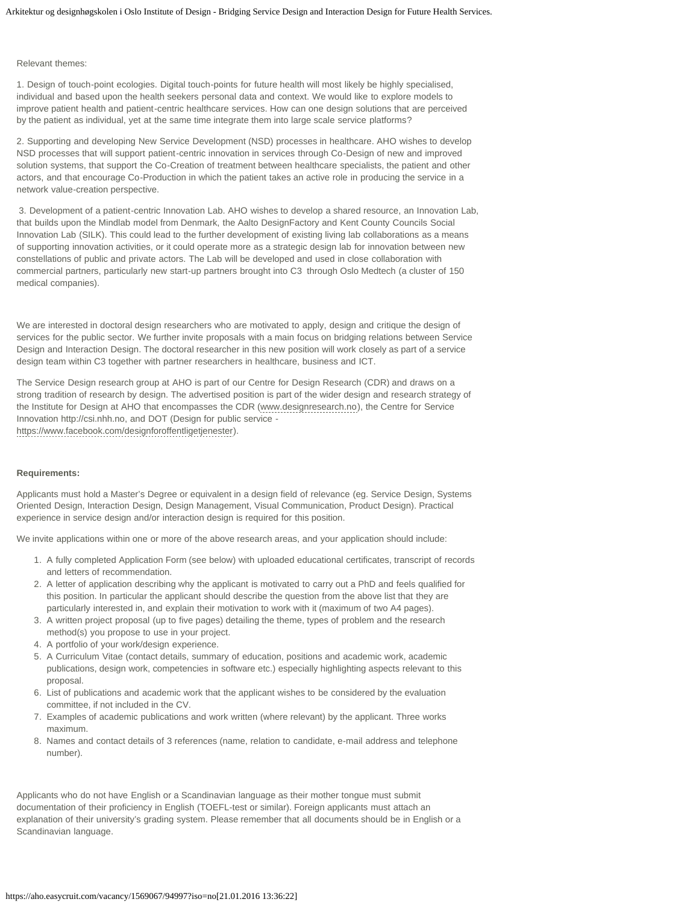Relevant themes:

1. Design of touch-point ecologies. Digital touch-points for future health will most likely be highly specialised, individual and based upon the health seekers personal data and context. We would like to explore models to improve patient health and patient-centric healthcare services. How can one design solutions that are perceived by the patient as individual, yet at the same time integrate them into large scale service platforms?

2. Supporting and developing New Service Development (NSD) processes in healthcare. AHO wishes to develop NSD processes that will support patient-centric innovation in services through Co-Design of new and improved solution systems, that support the Co-Creation of treatment between healthcare specialists, the patient and other actors, and that encourage Co-Production in which the patient takes an active role in producing the service in a network value-creation perspective.

3. Development of a patient-centric Innovation Lab. AHO wishes to develop a shared resource, an Innovation Lab, that builds upon the Mindlab model from Denmark, the Aalto DesignFactory and Kent County Councils Social Innovation Lab (SILK). This could lead to the further development of existing living lab collaborations as a means of supporting innovation activities, or it could operate more as a strategic design lab for innovation between new constellations of public and private actors. The Lab will be developed and used in close collaboration with commercial partners, particularly new start-up partners brought into C3 through Oslo Medtech (a cluster of 150 medical companies).

We are interested in doctoral design researchers who are motivated to apply, design and critique the design of services for the public sector. We further invite proposals with a main focus on bridging relations between Service Design and Interaction Design. The doctoral researcher in this new position will work closely as part of a service design team within C3 together with partner researchers in healthcare, business and ICT.

The Service Design research group at AHO is part of our Centre for Design Research (CDR) and draws on a strong tradition of research by design. The advertised position is part of the wider design and research strategy of the Institute for Design at AHO that encompasses the CDR (www.designresearch.no), the Centre for Service Innovation http://csi.nhh.no, and DOT (Design for public service - https://www.facebook.com/designforoffentligetjenester).

**Requirements:**

Applicants must hold a Master's Degree or equivalent in a design field of relevance (eg. Service Design, Systems Oriented Design, Interaction Design, Design Management, Visual Communication, Product Design). Practical experience in service design and/or interaction design is required for this position.

We invite applications within one or more of the above research areas, and your application should include:

1. A fully completed Application Form (see below) with uploaded educational certificates, transcript of records and letters of recommendation.
2. A letter of application describing why the applicant is motivated to carry out a PhD and feels qualified for this position. In particular the applicant should describe the question from the above list that they are particularly interested in, and explain their motivation to work with it (maximum of two A4 pages).
3. A written project proposal (up to five pages) detailing the theme, types of problem and the research method(s) you propose to use in your project.
4. A portfolio of your work/design experience.
5. A Curriculum Vitae (contact details, summary of education, positions and academic work, academic publications, design work, competencies in software etc.) especially highlighting aspects relevant to this proposal.
6. List of publications and academic work that the applicant wishes to be considered by the evaluation committee, if not included in the CV.
7. Examples of academic publications and work written (where relevant) by the applicant. Three works maximum.
8. Names and contact details of 3 references (name, relation to candidate, e-mail address and telephone number).

Applicants who do not have English or a Scandinavian language as their mother tongue must submit documentation of their proficiency in English (TOEFL-test or similar). Foreign applicants must attach an explanation of their university's grading system. Please remember that all documents should be in English or a Scandinavian language.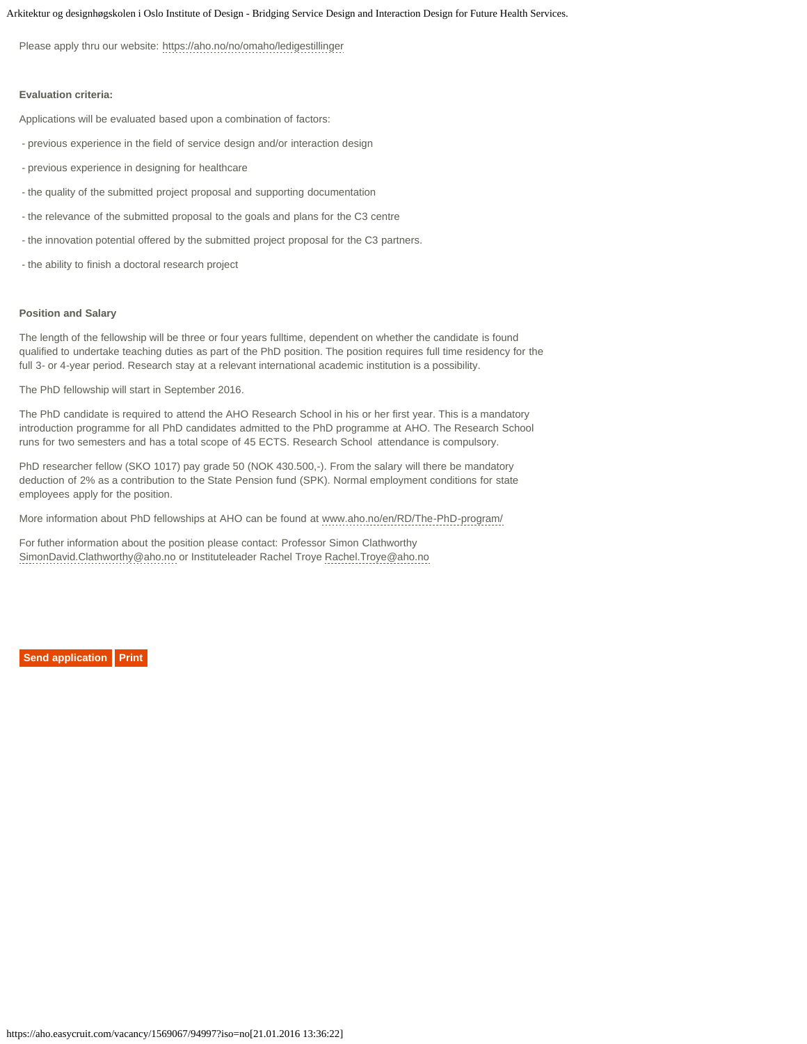Please apply thru our website: https://aho.no/no/omaho/ledigestillinger

**Evaluation criteria:**

Applications will be evaluated based upon a combination of factors:

- previous experience in the field of service design and/or interaction design
- previous experience in designing for healthcare
- the quality of the submitted project proposal and supporting documentation
- the relevance of the submitted proposal to the goals and plans for the C3 centre
- the innovation potential offered by the submitted project proposal for the C3 partners.
- the ability to finish a doctoral research project

**Position and Salary**

The length of the fellowship will be three or four years fulltime, dependent on whether the candidate is found qualified to undertake teaching duties as part of the PhD position. The position requires full time residency for the full 3- or 4-year period. Research stay at a relevant international academic institution is a possibility.

The PhD fellowship will start in September 2016.

The PhD candidate is required to attend the AHO Research School in his or her first year. This is a mandatory introduction programme for all PhD candidates admitted to the PhD programme at AHO. The Research School runs for two semesters and has a total scope of 45 ECTS. Research School attendance is compulsory.

PhD researcher fellow (SKO 1017) pay grade 50 (NOK 430.500,-). From the salary will there be mandatory deduction of 2% as a contribution to the State Pension fund (SPK). Normal employment conditions for state employees apply for the position.

More information about PhD fellowships at AHO can be found at www.aho.no/en/RD/The-PhD-program/

For futher information about the position please contact: Professor Simon Clathworthy SimonDavid.Clathworthy@aho.no or Instituteleader Rachel Troye Rachel.Troye@aho.no

**Send application** **Print**